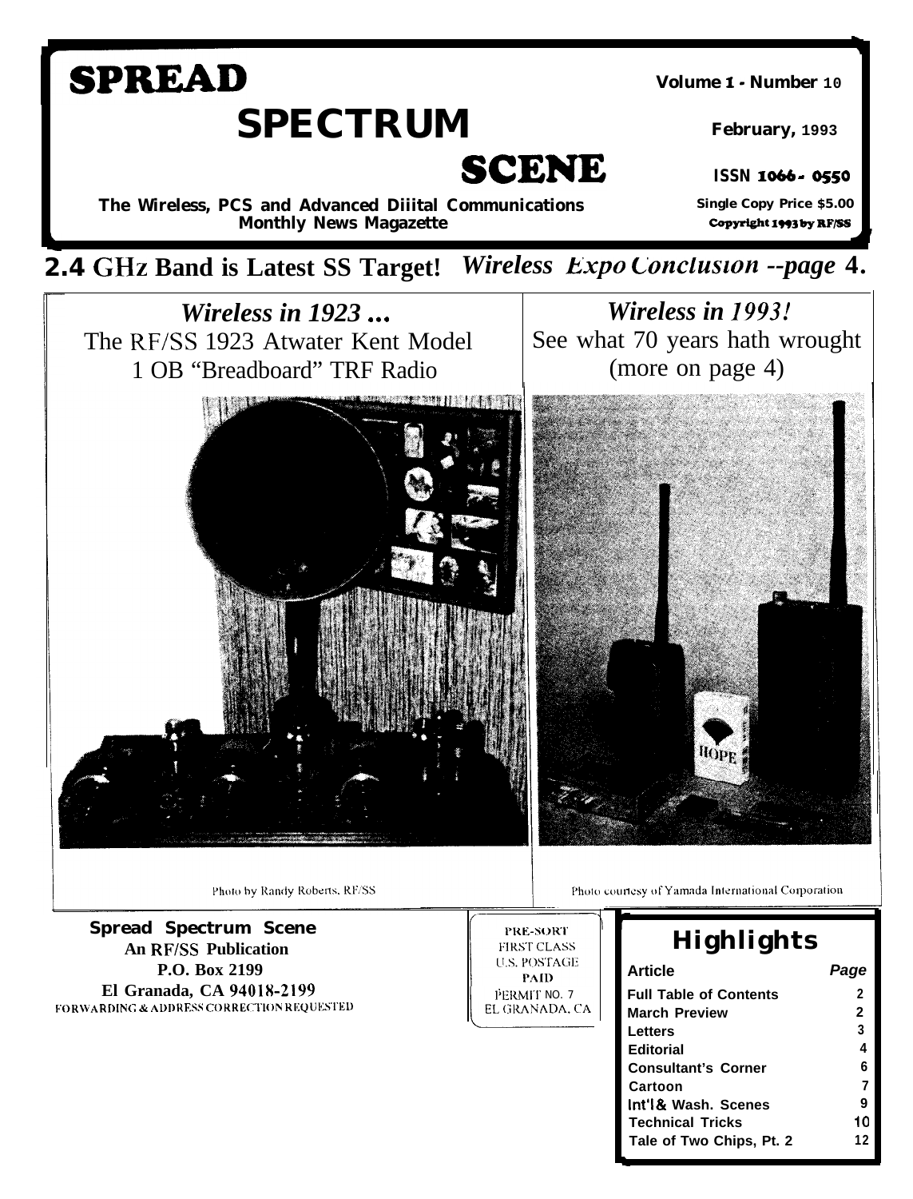# SPREAD SPECTRUM SCENE

**The Wireless, PCS and Advanced Diiital Communications Monthly News Magazette**

**Volume 1 - Number 10**

**February, 1993**

**ISSN 1066-0550**

**Single Copy Price $5.00**

**Copyright 1993 by RF/SS**

## 2.4 GHz Band is Latest SS Target! *Wireless Expo Conclusion --page 4.*

### *Wireless in 1923 ...*

The RF/SS 1923 Atwater Kent Model 1 OB "Breadboard" TRF Radio

Photo by Randy Roberts, RF/SS

### *Wireless in 1993!*

See what 70 years hath wrought (more on page 4)

Photo courtesy of Yamada International Corporation

**Spread Spectrum Scene**
**An RF/SS Publication**
**P.O. Box 2199**
**El Granada, CA 94018-2199**
FORWARDING & ADDRESS CORRECTION REQUESTED

PRE-SORT
FIRST CLASS
U.S. POSTAGE
PAID
PERMIT NO. 7
EL GRANADA, CA

## Highlights

| Article | Page |
| --- | --- |
| Full Table of Contents | 2 |
| March Preview | 2 |
| Letters | 3 |
| Editorial | 4 |
| Consultant's Corner | 6 |
| Cartoon | 7 |
| Int'l & Wash. Scenes | 9 |
| Technical Tricks | 10 |
| Tale of Two Chips, Pt. 2 | 12 |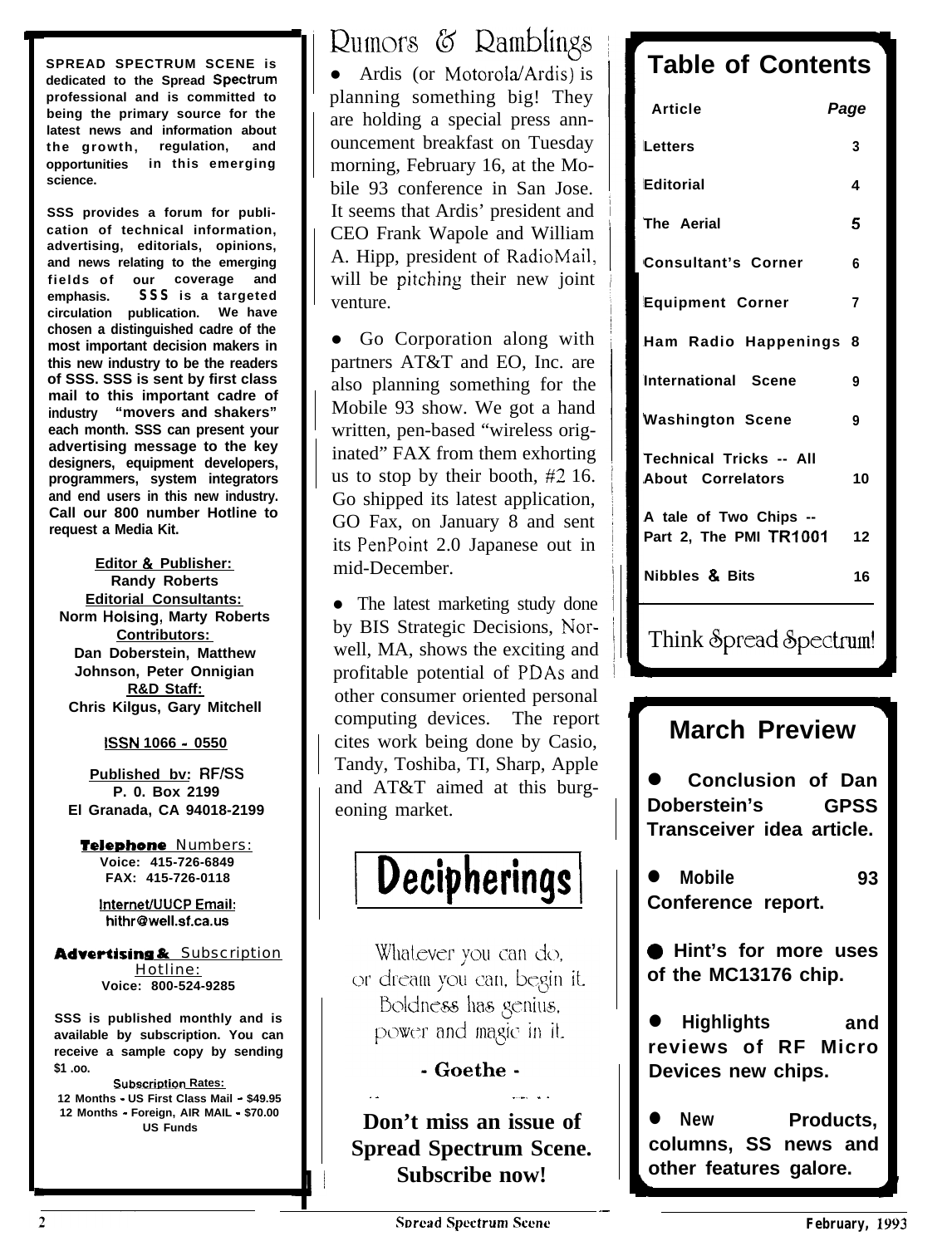**SPREAD SPECTRUM SCENE is dedicated to the Spread Spectrum professional and is committed to being the primary source for the latest news and information about the growth, regulation, and opportunities in this emerging science.**

**SSS provides a forum for publication of technical information, advertising, editorials, opinions, and news relating to the emerging fields of our coverage and emphasis. SSS is a targeted circulation publication. We have chosen a distinguished cadre of the most important decision makers in this new industry to be the readers of SSS. SSS is sent by first class mail to this important cadre of industry "movers and shakers" each month. SSS can present your advertising message to the key designers, equipment developers, programmers, system integrators and end users in this new industry. Call our 800 number Hotline to request a Media Kit.**

**Editor & Publisher:**
**Randy Roberts**
**Editorial Consultants:**
**Norm Holsing, Marty Roberts**
**Contributors:**
**Dan Doberstein, Matthew Johnson, Peter Onnigian**
**R&D Staff:**
**Chris Kilgus, Gary Mitchell**

**ISSN 1066 - 0550**

**Published by: RF/SS**
**P. O. Box 2199**
**El Granada, CA 94018-2199**

**Telephone Numbers:**
**Voice: 415-726-6849**
**FAX: 415-726-0118**

**Internet/UUCP Email:**
**hithr@well.sf.ca.us**

**Advertising & Subscription Hotline:**
**Voice: 800-524-9285**

**SSS is published monthly and is available by subscription. You can receive a sample copy by sending $1.00.**

**Subscription Rates:**
**12 Months - US First Class Mail - $49.95**
**12 Months - Foreign, AIR MAIL - $70.00 US Funds**

# Rumors & Ramblings

- Ardis (or Motorola/Ardis) is planning something big! They are holding a special press announcement breakfast on Tuesday morning, February 16, at the Mobile 93 conference in San Jose. It seems that Ardis' president and CEO Frank Wapole and William A. Hipp, president of RadioMail, will be pitching their new joint venture.

- Go Corporation along with partners AT&T and EO, Inc. are also planning something for the Mobile 93 show. We got a hand written, pen-based "wireless originated" FAX from them exhorting us to stop by their booth, #2 16. Go shipped its latest application, GO Fax, on January 8 and sent its PenPoint 2.0 Japanese out in mid-December.

- The latest marketing study done by BIS Strategic Decisions, Norwell, MA, shows the exciting and profitable potential of PDAs and other consumer oriented personal computing devices. The report cites work being done by Casio, Tandy, Toshiba, TI, Sharp, Apple and AT&T aimed at this burgeoning market.

# Decipherings

Whatever you can do,
or dream you can, begin it.
Boldness has genius,
power and magic in it.

**- Goethe -**

**Don't miss an issue of Spread Spectrum Scene. Subscribe now!**

## Table of Contents

| Article | Page |
|---|---|
| Letters | 3 |
| Editorial | 4 |
| The Aerial | 5 |
| Consultant's Corner | 6 |
| Equipment Corner | 7 |
| Ham Radio Happenings | 8 |
| International Scene | 9 |
| Washington Scene | 9 |
| Technical Tricks -- All About Correlators | 10 |
| A tale of Two Chips -- Part 2, The PMI TR1001 | 12 |
| Nibbles & Bits | 16 |

Think Spread Spectrum!

## March Preview

- **Conclusion of Dan Doberstein's GPSS Transceiver idea article.**
- **Mobile 93 Conference report.**
- **Hint's for more uses of the MC13176 chip.**
- **Highlights and reviews of RF Micro Devices new chips.**
- **New Products, columns, SS news and other features galore.**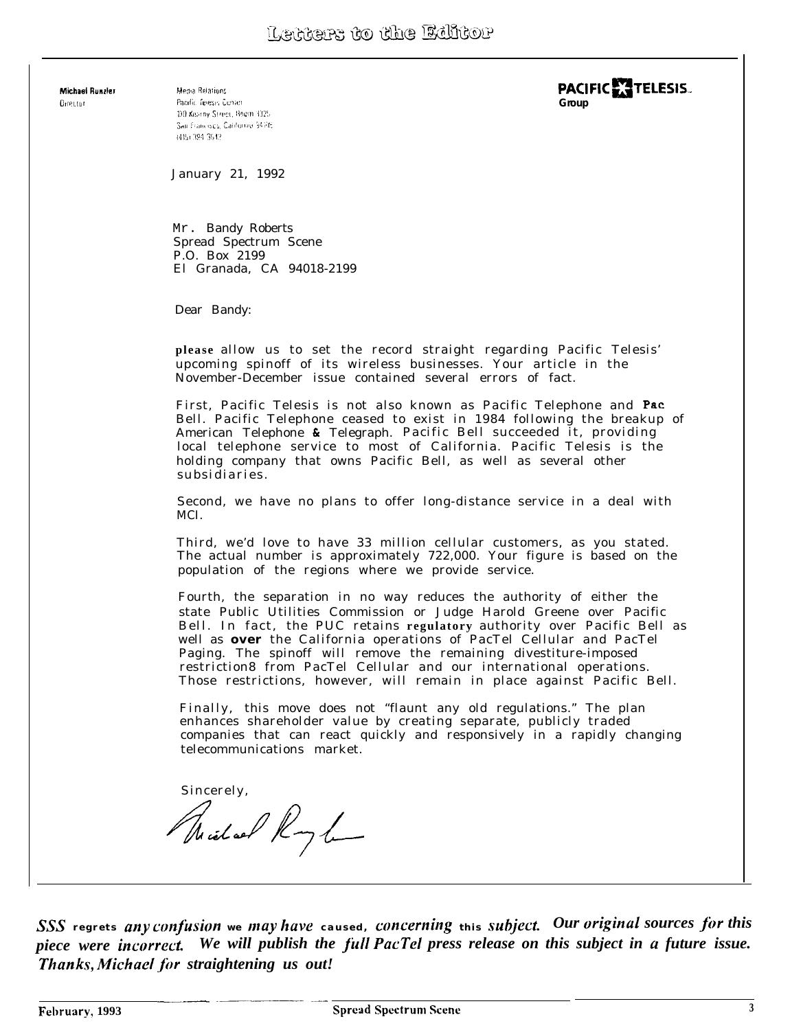# Letters to the Editor

**Michael Runzler**
Director

Media Relations
Pacific Telesis Center
130 Kearny Street, Room 3325
San Francisco, California 94108
(415) 394-3642

**PACIFIC TELESIS Group**

January 21, 1992

Mr. Bandy Roberts
Spread Spectrum Scene
P.O. Box 2199
El Granada, CA 94018-2199

Dear Bandy:

please allow us to set the record straight regarding Pacific Telesis' upcoming spinoff of its wireless businesses. Your article in the November-December issue contained several errors of fact.

First, Pacific Telesis is not also known as Pacific Telephone and Pac Bell. Pacific Telephone ceased to exist in 1984 following the breakup of American Telephone & Telegraph. Pacific Bell succeeded it, providing local telephone service to most of California. Pacific Telesis is the holding company that owns Pacific Bell, as well as several other subsidiaries.

Second, we have no plans to offer long-distance service in a deal with MCI.

Third, we'd love to have 33 million cellular customers, as you stated. The actual number is approximately 722,000. Your figure is based on the population of the regions where we provide service.

Fourth, the separation in no way reduces the authority of either the state Public Utilities Commission or Judge Harold Greene over Pacific Bell. In fact, the PUC retains regulatory authority over Pacific Bell as well as over the California operations of PacTel Cellular and PacTel Paging. The spinoff will remove the remaining divestiture-imposed restriction8 from PacTel Cellular and our international operations. Those restrictions, however, will remain in place against Pacific Bell.

Finally, this move does not "flaunt any old regulations." The plan enhances shareholder value by creating separate, publicly traded companies that can react quickly and responsively in a rapidly changing telecommunications market.

Sincerely,

Michael Runzler

***SSS regrets any confusion we may have caused, concerning this subject. Our original sources for this piece were incorrect. We will publish the full PacTel press release on this subject in a future issue. Thanks, Michael for straightening us out!***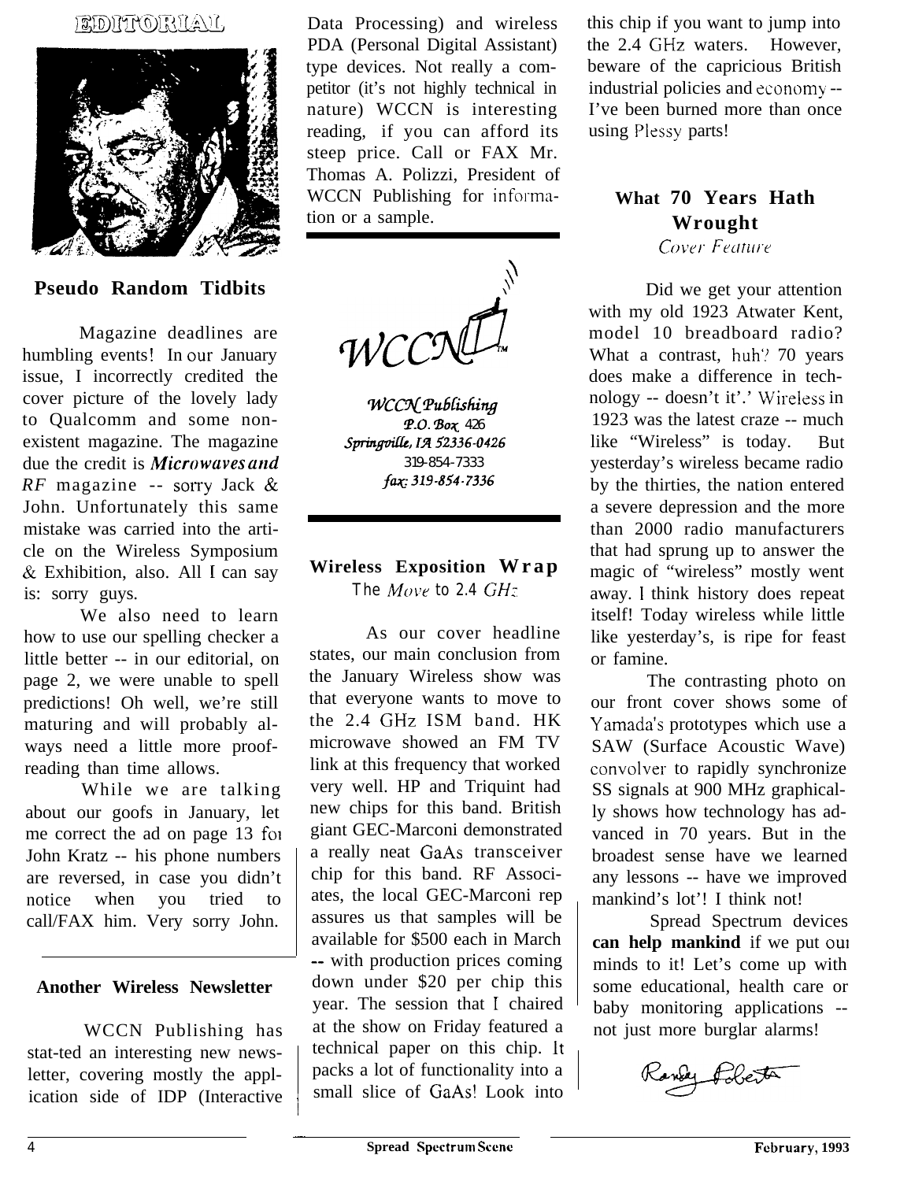# EDITORIAL

## Pseudo Random Tidbits

Magazine deadlines are humbling events! In our January issue, I incorrectly credited the cover picture of the lovely lady to Qualcomm and some non-existent magazine. The magazine due the credit is *Microwaves and RF* magazine -- sorry Jack & John. Unfortunately this same mistake was carried into the article on the Wireless Symposium & Exhibition, also. All I can say is: sorry guys.

We also need to learn how to use our spelling checker a little better -- in our editorial, on page 2, we were unable to spell predictions! Oh well, we're still maturing and will probably always need a little more proof-reading than time allows.

While we are talking about our goofs in January, let me correct the ad on page 13 for John Kratz -- his phone numbers are reversed, in case you didn't notice when you tried to call/FAX him. Very sorry John.

## Another Wireless Newsletter

WCCN Publishing has stat-ted an interesting new newsletter, covering mostly the application side of IDP (Interactive Data Processing) and wireless PDA (Personal Digital Assistant) type devices. Not really a competitor (it's not highly technical in nature) WCCN is interesting reading, if you can afford its steep price. Call or FAX Mr. Thomas A. Polizzi, President of WCCN Publishing for information or a sample.

WCCN™

*WCCN Publishing*
*P.O. Box 426*
*Springville, IA 52336-0426*
319-854-7333
*fax: 319-854-7336*

## Wireless Exposition Wrap

*The Move to 2.4 GHz*

As our cover headline states, our main conclusion from the January Wireless show was that everyone wants to move to the 2.4 GHz ISM band. HK microwave showed an FM TV link at this frequency that worked very well. HP and Triquint had new chips for this band. British giant GEC-Marconi demonstrated a really neat GaAs transceiver chip for this band. RF Associates, the local GEC-Marconi rep assures us that samples will be available for $500 each in March -- with production prices coming down under $20 per chip this year. The session that I chaired at the show on Friday featured a technical paper on this chip. It packs a lot of functionality into a small slice of GaAs! Look into this chip if you want to jump into the 2.4 GHz waters. However, beware of the capricious British industrial policies and economy -- I've been burned more than once using Plessy parts!

## What 70 Years Hath Wrought

*Cover Feature*

Did we get your attention with my old 1923 Atwater Kent, model 10 breadboard radio? What a contrast, huh? 70 years does make a difference in technology -- doesn't it'.' Wireless in 1923 was the latest craze -- much like "Wireless" is today. But yesterday's wireless became radio by the thirties, the nation entered a severe depression and the more than 2000 radio manufacturers that had sprung up to answer the magic of "wireless" mostly went away. I think history does repeat itself! Today wireless while little like yesterday's, is ripe for feast or famine.

The contrasting photo on our front cover shows some of Yamada's prototypes which use a SAW (Surface Acoustic Wave) convolver to rapidly synchronize SS signals at 900 MHz graphically shows how technology has advanced in 70 years. But in the broadest sense have we learned any lessons -- have we improved mankind's lot'! I think not!

Spread Spectrum devices **can help mankind** if we put our minds to it! Let's come up with some educational, health care or baby monitoring applications -- not just more burglar alarms!

Randy Roberts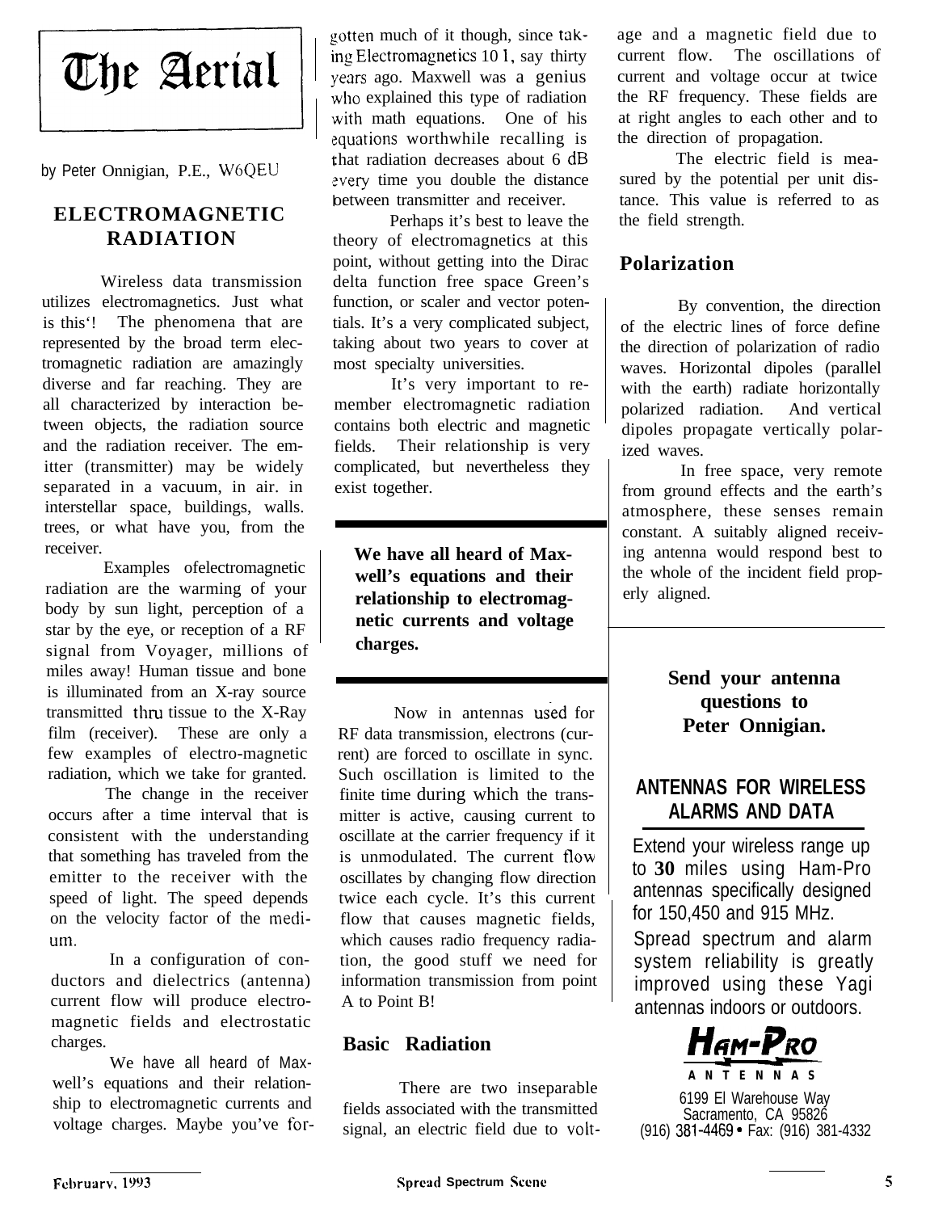# The Aerial

by Peter Onnigian, P.E., W6QEU

## ELECTROMAGNETIC RADIATION

Wireless data transmission utilizes electromagnetics. Just what is this'! The phenomena that are represented by the broad term electromagnetic radiation are amazingly diverse and far reaching. They are all characterized by interaction between objects, the radiation source and the radiation receiver. The emitter (transmitter) may be widely separated in a vacuum, in air. in interstellar space, buildings, walls. trees, or what have you, from the receiver.

Examples ofelectromagnetic radiation are the warming of your body by sun light, perception of a star by the eye, or reception of a RF signal from Voyager, millions of miles away! Human tissue and bone is illuminated from an X-ray source transmitted thru tissue to the X-Ray film (receiver). These are only a few examples of electro-magnetic radiation, which we take for granted.

The change in the receiver occurs after a time interval that is consistent with the understanding that something has traveled from the emitter to the receiver with the speed of light. The speed depends on the velocity factor of the medium.

In a configuration of conductors and dielectrics (antenna) current flow will produce electromagnetic fields and electrostatic charges.

We have all heard of Maxwell's equations and their relationship to electromagnetic currents and voltage charges. Maybe you've forgotten much of it though, since taking Electromagnetics 10 1, say thirty years ago. Maxwell was a genius who explained this type of radiation with math equations. One of his equations worthwhile recalling is that radiation decreases about 6 dB every time you double the distance between transmitter and receiver.

Perhaps it's best to leave the theory of electromagnetics at this point, without getting into the Dirac delta function free space Green's function, or scaler and vector potentials. It's a very complicated subject, taking about two years to cover at most specialty universities.

It's very important to remember electromagnetic radiation contains both electric and magnetic fields. Their relationship is very complicated, but nevertheless they exist together.

**We have all heard of Maxwell's equations and their relationship to electromagnetic currents and voltage charges.**

Now in antennas used for RF data transmission, electrons (current) are forced to oscillate in sync. Such oscillation is limited to the finite time during which the transmitter is active, causing current to oscillate at the carrier frequency if it is unmodulated. The current flow oscillates by changing flow direction twice each cycle. It's this current flow that causes magnetic fields, which causes radio frequency radiation, the good stuff we need for information transmission from point A to Point B!

### Basic Radiation

There are two inseparable fields associated with the transmitted signal, an electric field due to voltage and a magnetic field due to current flow. The oscillations of current and voltage occur at twice the RF frequency. These fields are at right angles to each other and to the direction of propagation.

The electric field is measured by the potential per unit distance. This value is referred to as the field strength.

### Polarization

By convention, the direction of the electric lines of force define the direction of polarization of radio waves. Horizontal dipoles (parallel with the earth) radiate horizontally polarized radiation. And vertical dipoles propagate vertically polarized waves.

In free space, very remote from ground effects and the earth's atmosphere, these senses remain constant. A suitably aligned receiving antenna would respond best to the whole of the incident field properly aligned.

**Send your antenna questions to Peter Onnigian.**

**ANTENNAS FOR WIRELESS ALARMS AND DATA**

Extend your wireless range up to **30** miles using Ham-Pro antennas specifically designed for 150,450 and 915 MHz.

Spread spectrum and alarm system reliability is greatly improved using these Yagi antennas indoors or outdoors.

**HAM-PRO ANTENNAS**

6199 El Warehouse Way
Sacramento, CA 95826
(916) 381-4469 • Fax: (916) 381-4332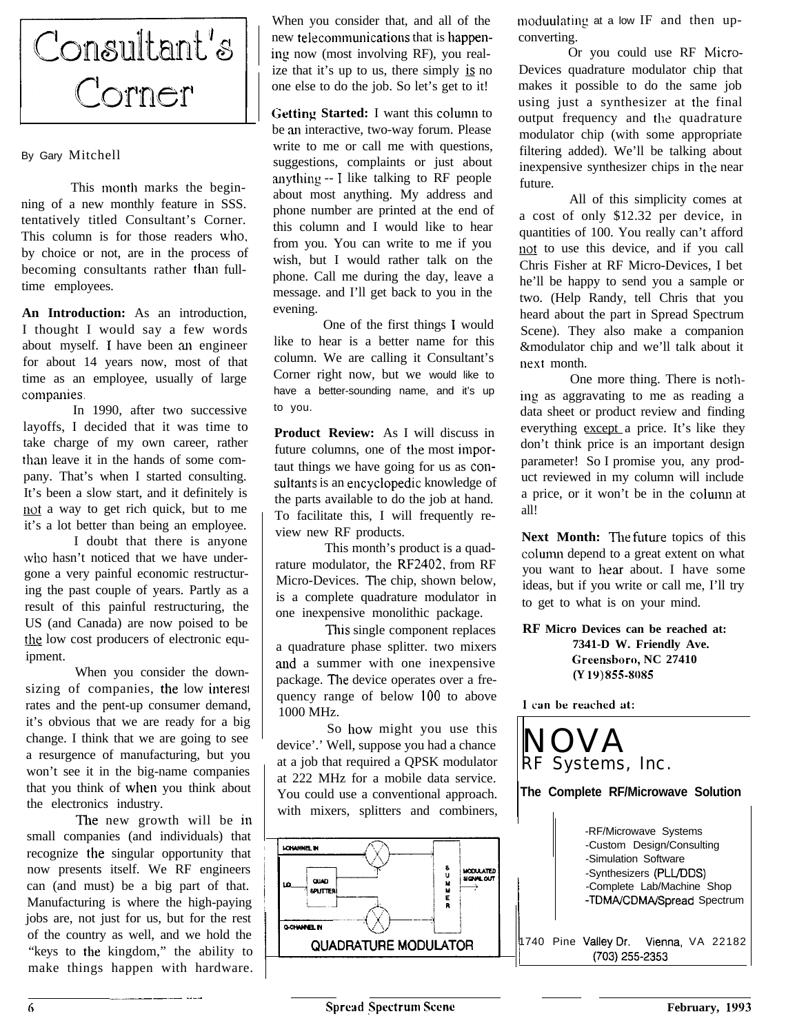# Consultant's Corner

By Gary Mitchell

This month marks the beginning of a new monthly feature in SSS. tentatively titled Consultant's Corner. This column is for those readers who, by choice or not, are in the process of becoming consultants rather than full-time employees.

**An Introduction:** As an introduction, I thought I would say a few words about myself. I have been an engineer for about 14 years now, most of that time as an employee, usually of large companies.

In 1990, after two successive layoffs, I decided that it was time to take charge of my own career, rather than leave it in the hands of some company. That's when I started consulting. It's been a slow start, and it definitely is not a way to get rich quick, but to me it's a lot better than being an employee.

I doubt that there is anyone who hasn't noticed that we have undergone a very painful economic restructuring the past couple of years. Partly as a result of this painful restructuring, the US (and Canada) are now poised to be the low cost producers of electronic equipment.

When you consider the downsizing of companies, the low interest rates and the pent-up consumer demand, it's obvious that we are ready for a big change. I think that we are going to see a resurgence of manufacturing, but you won't see it in the big-name companies that you think of when you think about the electronics industry.

The new growth will be in small companies (and individuals) that recognize the singular opportunity that now presents itself. We RF engineers can (and must) be a big part of that. Manufacturing is where the high-paying jobs are, not just for us, but for the rest of the country as well, and we hold the "keys to the kingdom," the ability to make things happen with hardware. When you consider that, and all of the new telecommunications that is happening now (most involving RF), you realize that it's up to us, there simply is no one else to do the job. So let's get to it!

**Getting Started:** I want this column to be an interactive, two-way forum. Please write to me or call me with questions, suggestions, complaints or just about anything -- I like talking to RF people about most anything. My address and phone number are printed at the end of this column and I would like to hear from you. You can write to me if you wish, but I would rather talk on the phone. Call me during the day, leave a message. and I'll get back to you in the evening.

One of the first things I would like to hear is a better name for this column. We are calling it Consultant's Corner right now, but we would like to have a better-sounding name, and it's up to you.

**Product Review:** As I will discuss in future columns, one of the most important things we have going for us as consultants is an encyclopedic knowledge of the parts available to do the job at hand. To facilitate this, I will frequently review new RF products.

This month's product is a quadrature modulator, the RF2402, from RF Micro-Devices. The chip, shown below, is a complete quadrature modulator in one inexpensive monolithic package.

This single component replaces a quadrature phase splitter. two mixers and a summer with one inexpensive package. The device operates over a frequency range of below 100 to above 1000 MHz.

So how might you use this device'.' Well, suppose you had a chance at a job that required a QPSK modulator at 222 MHz for a mobile data service. You could use a conventional approach. with mixers, splitters and combiners, moduulating at a low IF and then up-converting.

I-CHANNEL IN / LO / QUAD SPLITTER / Q-CHANNEL IN / SUMMER / MODULATED SIGNAL OUT

QUADRATURE MODULATOR

Or you could use RF Micro-Devices quadrature modulator chip that makes it possible to do the same job using just a synthesizer at the final output frequency and the quadrature modulator chip (with some appropriate filtering added). We'll be talking about inexpensive synthesizer chips in the near future.

All of this simplicity comes at a cost of only $12.32 per device, in quantities of 100. You really can't afford not to use this device, and if you call Chris Fisher at RF Micro-Devices, I bet he'll be happy to send you a sample or two. (Help Randy, tell Chris that you heard about the part in Spread Spectrum Scene). They also make a companion &modulator chip and we'll talk about it next month.

One more thing. There is nothing as aggravating to me as reading a data sheet or product review and finding everything except a price. It's like they don't think price is an important design parameter! So I promise you, any product reviewed in my column will include a price, or it won't be in the column at all!

**Next Month:** The future topics of this column depend to a great extent on what you want to hear about. I have some ideas, but if you write or call me, I'll try to get to what is on your mind.

**RF Micro Devices can be reached at:**
**7341-D W. Friendly Ave.**
**Greensboro, NC 27410**
**(Y 19)855-8085**

**I can be reached at:**

NOVA
RF Systems, Inc.

**The Complete RF/Microwave Solution**

- RF/Microwave Systems
- Custom Design/Consulting
- Simulation Software
- Synthesizers (PLL/DDS)
- Complete Lab/Machine Shop
- TDMA/CDMA/Spread Spectrum

1740 Pine Valley Dr. Vienna, VA 22182
(703) 255-2353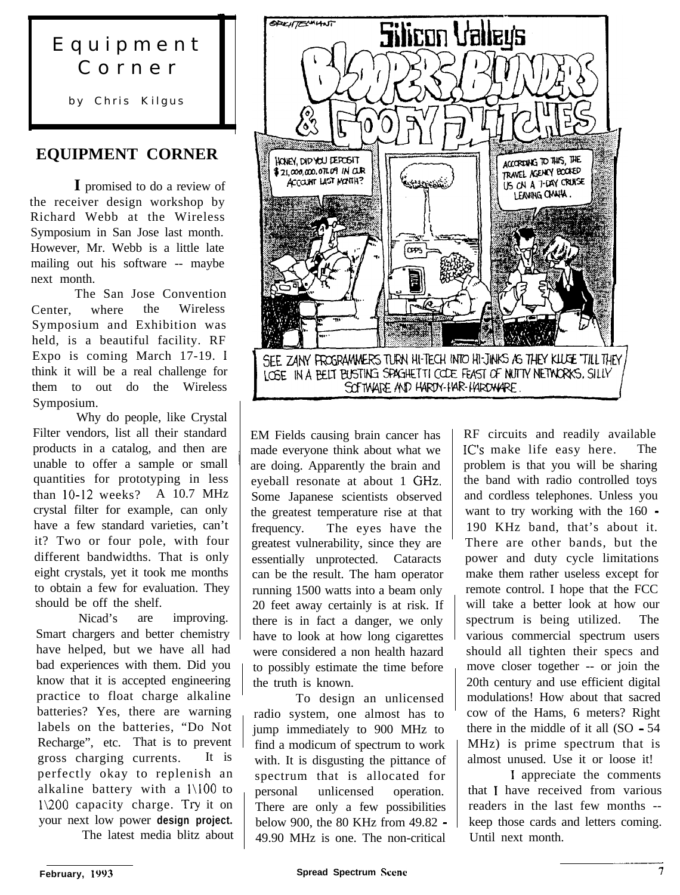# Equipment Corner

by Chris Kilgus

## EQUIPMENT CORNER

I promised to do a review of the receiver design workshop by Richard Webb at the Wireless Symposium in San Jose last month. However, Mr. Webb is a little late mailing out his software -- maybe next month.

The San Jose Convention Center, where the Wireless Symposium and Exhibition was held, is a beautiful facility. RF Expo is coming March 17-19. I think it will be a real challenge for them to out do the Wireless Symposium.

Why do people, like Crystal Filter vendors, list all their standard products in a catalog, and then are unable to offer a sample or small quantities for prototyping in less than 10-12 weeks? A 10.7 MHz crystal filter for example, can only have a few standard varieties, can't it? Two or four pole, with four different bandwidths. That is only eight crystals, yet it took me months to obtain a few for evaluation. They should be off the shelf.

Nicad's are improving. Smart chargers and better chemistry have helped, but we have all had bad experiences with them. Did you know that it is accepted engineering practice to float charge alkaline batteries? Yes, there are warning labels on the batteries, "Do Not Recharge", etc. That is to prevent gross charging currents. It is perfectly okay to replenish an alkaline battery with a 1\100 to 1\200 capacity charge. Try it on your next low power **design project.**

The latest media blitz about EM Fields causing brain cancer has made everyone think about what we are doing. Apparently the brain and eyeball resonate at about 1 GHz. Some Japanese scientists observed the greatest temperature rise at that frequency. The eyes have the greatest vulnerability, since they are essentially unprotected. Cataracts can be the result. The ham operator running 1500 watts into a beam only 20 feet away certainly is at risk. If there is in fact a danger, we only have to look at how long cigarettes were considered a non health hazard to possibly estimate the time before the truth is known.

To design an unlicensed radio system, one almost has to jump immediately to 900 MHz to find a modicum of spectrum to work with. It is disgusting the pittance of spectrum that is allocated for personal unlicensed operation. There are only a few possibilities below 900, the 80 KHz from 49.82 - 49.90 MHz is one. The non-critical RF circuits and readily available IC's make life easy here. The problem is that you will be sharing the band with radio controlled toys and cordless telephones. Unless you want to try working with the 160 - 190 KHz band, that's about it. There are other bands, but the power and duty cycle limitations make them rather useless except for remote control. I hope that the FCC will take a better look at how our spectrum is being utilized. The various commercial spectrum users should all tighten their specs and move closer together -- or join the 20th century and use efficient digital modulations! How about that sacred cow of the Hams, 6 meters? Right there in the middle of it all (SO - 54 MHz) is prime spectrum that is almost unused. Use it or loose it!

I appreciate the comments that I have received from various readers in the last few months -- keep those cards and letters coming. Until next month.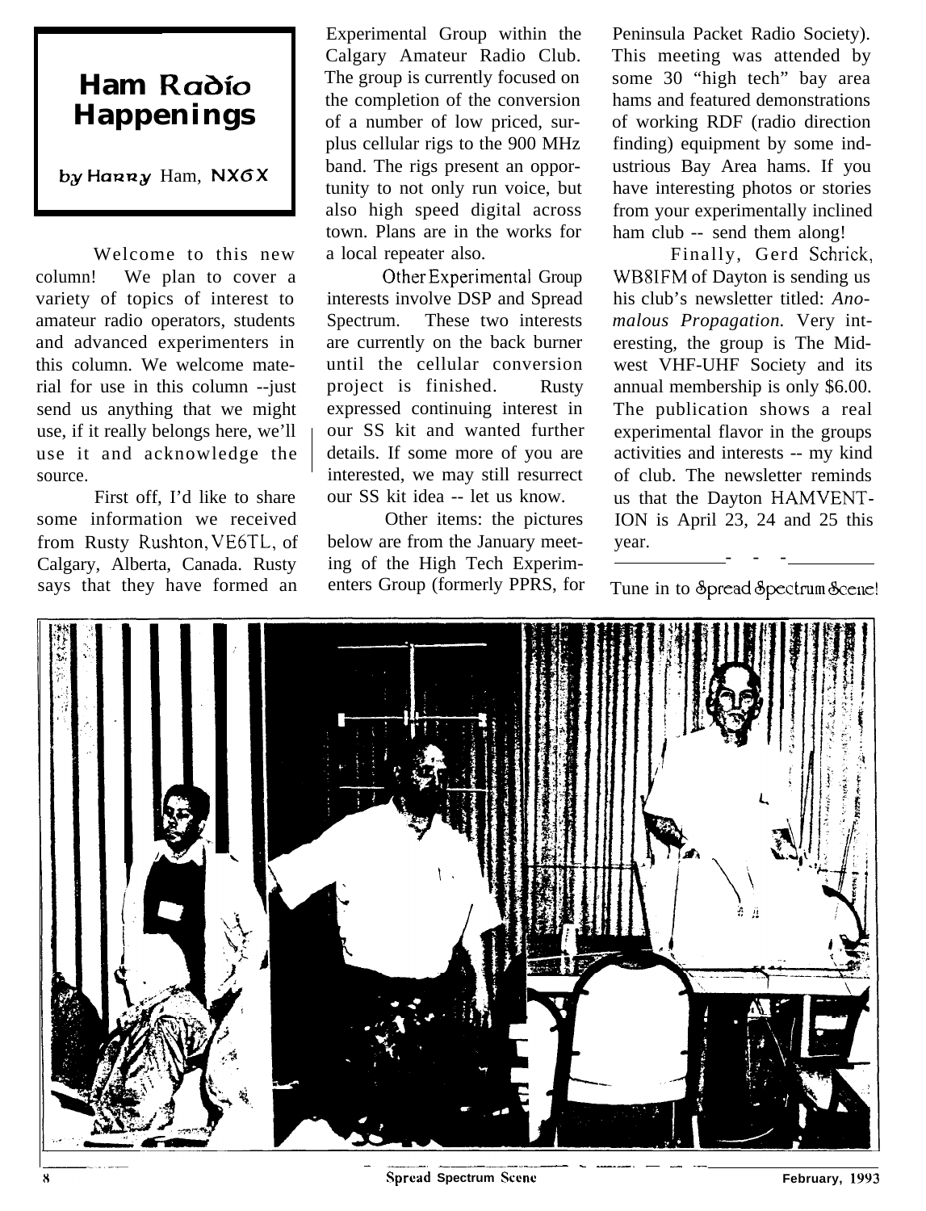# Ham Radio Happenings

by Harry Ham, NX6X

Welcome to this new column! We plan to cover a variety of topics of interest to amateur radio operators, students and advanced experimenters in this column. We welcome material for use in this column --just send us anything that we might use, if it really belongs here, we'll use it and acknowledge the source.

First off, I'd like to share some information we received from Rusty Rushton, VE6TL, of Calgary, Alberta, Canada. Rusty says that they have formed an Experimental Group within the Calgary Amateur Radio Club. The group is currently focused on the completion of the conversion of a number of low priced, surplus cellular rigs to the 900 MHz band. The rigs present an opportunity to not only run voice, but also high speed digital across town. Plans are in the works for a local repeater also.

Other Experimental Group interests involve DSP and Spread Spectrum. These two interests are currently on the back burner until the cellular conversion project is finished. Rusty expressed continuing interest in our SS kit and wanted further details. If some more of you are interested, we may still resurrect our SS kit idea -- let us know.

Other items: the pictures below are from the January meeting of the High Tech Experimenters Group (formerly PPRS, for Peninsula Packet Radio Society). This meeting was attended by some 30 "high tech" bay area hams and featured demonstrations of working RDF (radio direction finding) equipment by some industrious Bay Area hams. If you have interesting photos or stories from your experimentally inclined ham club -- send them along!

Finally, Gerd Schrick, WB8IFM of Dayton is sending us his club's newsletter titled: *Anomalous Propagation.* Very interesting, the group is The Midwest VHF-UHF Society and its annual membership is only $6.00. The publication shows a real experimental flavor in the groups activities and interests -- my kind of club. The newsletter reminds us that the Dayton HAMVENTION is April 23, 24 and 25 this year.

---

Tune in to Spread Spectrum Scene!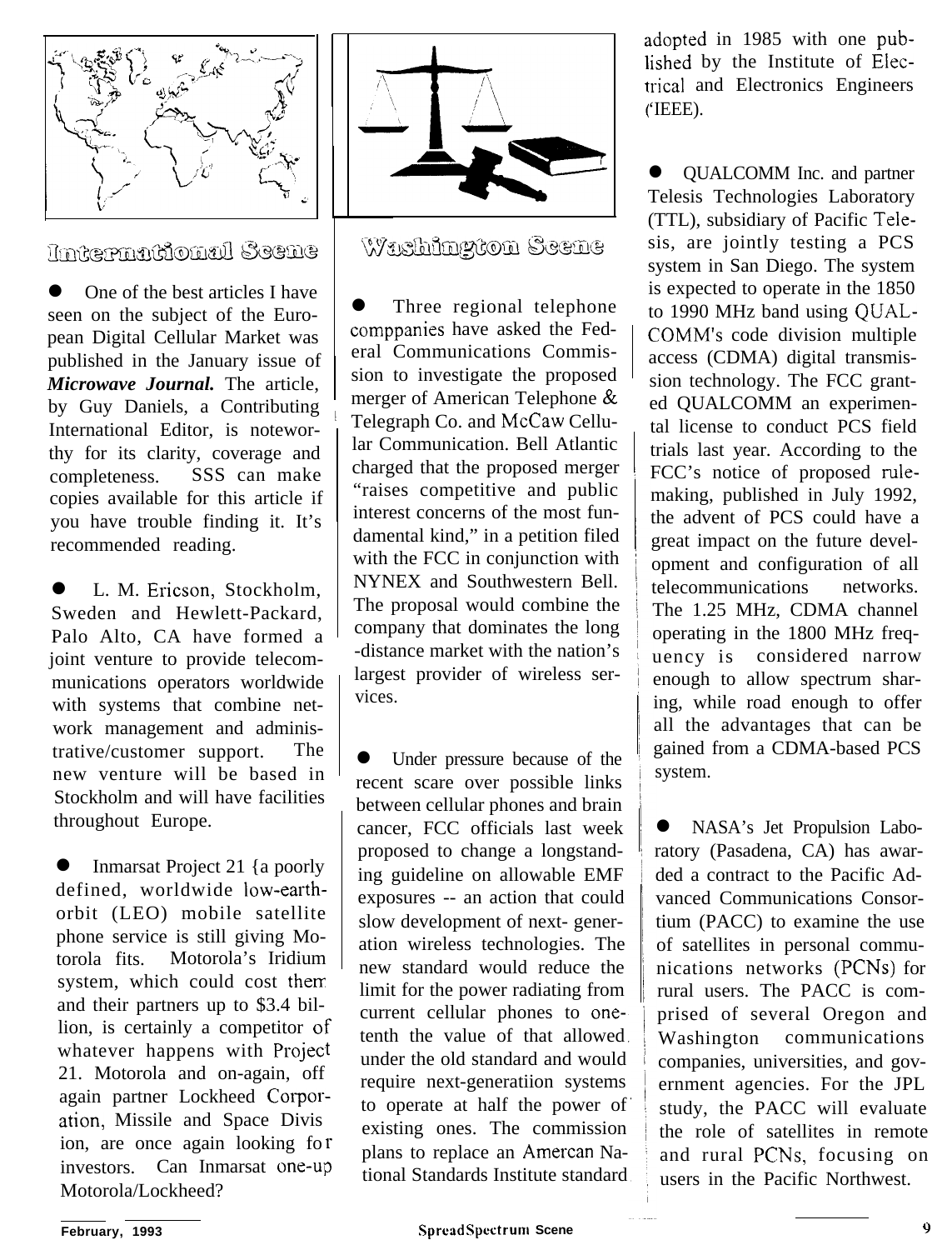## International Scene

- One of the best articles I have seen on the subject of the European Digital Cellular Market was published in the January issue of ***Microwave Journal.*** The article, by Guy Daniels, a Contributing International Editor, is noteworthy for its clarity, coverage and completeness. SSS can make copies available for this article if you have trouble finding it. It's recommended reading.

- L. M. Ericson, Stockholm, Sweden and Hewlett-Packard, Palo Alto, CA have formed a joint venture to provide telecommunications operators worldwide with systems that combine network management and administrative/customer support. The new venture will be based in Stockholm and will have facilities throughout Europe.

- Inmarsat Project 21 {a poorly defined, worldwide low-earth-orbit (LEO) mobile satellite phone service is still giving Motorola fits. Motorola's Iridium system, which could cost them and their partners up to $3.4 billion, is certainly a competitor of whatever happens with Project 21. Motorola and on-again, off again partner Lockheed Corporation, Missile and Space Divis ion, are once again looking for investors. Can Inmarsat one-up Motorola/Lockheed?

## Washington Scene

- Three regional telephone comppanies have asked the Federal Communications Commission to investigate the proposed merger of American Telephone & Telegraph Co. and McCaw Cellular Communication. Bell Atlantic charged that the proposed merger "raises competitive and public interest concerns of the most fundamental kind," in a petition filed with the FCC in conjunction with NYNEX and Southwestern Bell. The proposal would combine the company that dominates the long -distance market with the nation's largest provider of wireless services.

- Under pressure because of the recent scare over possible links between cellular phones and brain cancer, FCC officials last week proposed to change a longstanding guideline on allowable EMF exposures -- an action that could slow development of next- generation wireless technologies. The new standard would reduce the limit for the power radiating from current cellular phones to one-tenth the value of that allowed under the old standard and would require next-generatiion systems to operate at half the power of existing ones. The commission plans to replace an Amercan National Standards Institute standard adopted in 1985 with one published by the Institute of Electrical and Electronics Engineers ('IEEE).

- QUALCOMM Inc. and partner Telesis Technologies Laboratory (TTL), subsidiary of Pacific Telesis, are jointly testing a PCS system in San Diego. The system is expected to operate in the 1850 to 1990 MHz band using QUALCOMM's code division multiple access (CDMA) digital transmission technology. The FCC granted QUALCOMM an experimental license to conduct PCS field trials last year. According to the FCC's notice of proposed rulemaking, published in July 1992, the advent of PCS could have a great impact on the future development and configuration of all telecommunications networks. The 1.25 MHz, CDMA channel operating in the 1800 MHz frequency is considered narrow enough to allow spectrum sharing, while road enough to offer all the advantages that can be gained from a CDMA-based PCS system.

- NASA's Jet Propulsion Laboratory (Pasadena, CA) has awarded a contract to the Pacific Advanced Communications Consortium (PACC) to examine the use of satellites in personal communications networks (PCNs) for rural users. The PACC is comprised of several Oregon and Washington communications companies, universities, and government agencies. For the JPL study, the PACC will evaluate the role of satellites in remote and rural PCNs, focusing on users in the Pacific Northwest.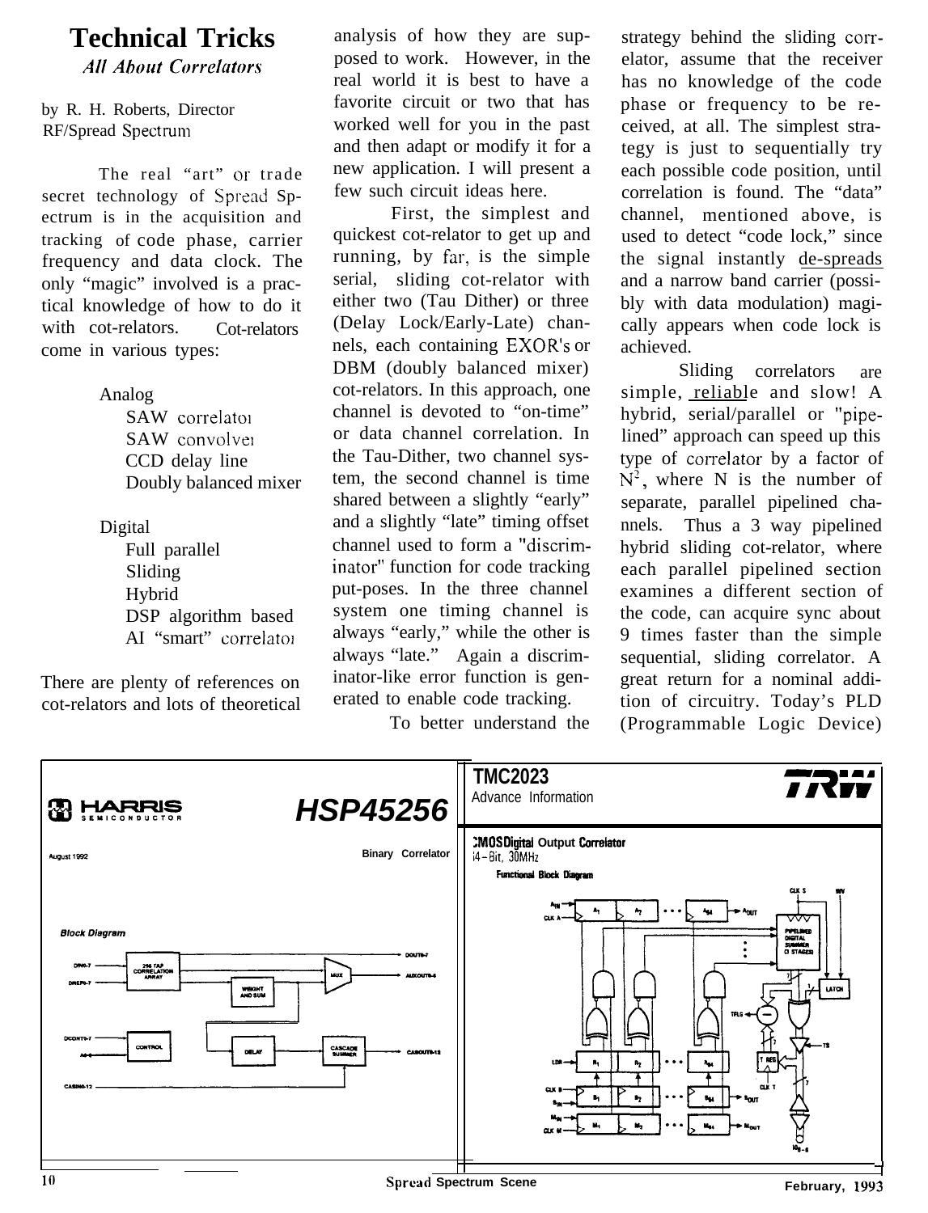# Technical Tricks

### *All About Correlators*

by R. H. Roberts, Director RF/Spread Spectrum

The real "art" or trade secret technology of Spread Spectrum is in the acquisition and tracking of code phase, carrier frequency and data clock. The only "magic" involved is a practical knowledge of how to do it with cot-relators. Cot-relators come in various types:

- Analog
  - SAW correlator
  - SAW convolver
  - CCD delay line
  - Doubly balanced mixer
- Digital
  - Full parallel
  - Sliding
  - Hybrid
  - DSP algorithm based
  - AI "smart" correlator

There are plenty of references on cot-relators and lots of theoretical analysis of how they are supposed to work. However, in the real world it is best to have a favorite circuit or two that has worked well for you in the past and then adapt or modify it for a new application. I will present a few such circuit ideas here.

First, the simplest and quickest cot-relator to get up and running, by far, is the simple serial, sliding cot-relator with either two (Tau Dither) or three (Delay Lock/Early-Late) channels, each containing EXOR's or DBM (doubly balanced mixer) cot-relators. In this approach, one channel is devoted to "on-time" or data channel correlation. In the Tau-Dither, two channel system, the second channel is time shared between a slightly "early" and a slightly "late" timing offset channel used to form a "discriminator" function for code tracking put-poses. In the three channel system one timing channel is always "early," while the other is always "late." Again a discriminator-like error function is generated to enable code tracking.

To better understand the strategy behind the sliding correlator, assume that the receiver has no knowledge of the code phase or frequency to be received, at all. The simplest strategy is just to sequentially try each possible code position, until correlation is found. The "data" channel, mentioned above, is used to detect "code lock," since the signal instantly de-spreads and a narrow band carrier (possibly with data modulation) magically appears when code lock is achieved.

Sliding correlators are simple, reliable and slow! A hybrid, serial/parallel or "pipelined" approach can speed up this type of correlator by a factor of $N^2$, where N is the number of separate, parallel pipelined channels. Thus a 3 way pipelined hybrid sliding cot-relator, where each parallel pipelined section examines a different section of the code, can acquire sync about 9 times faster than the simple sequential, sliding correlator. A great return for a nominal addition of circuitry. Today's PLD (Programmable Logic Device)

**HARRIS SEMICONDUCTOR** — **HSP45256**

August 1992 — Binary Correlator

**Block Diagram**

DIN0-7, DREF0-7 → 256 TAP CORRELATION ARRAY → WEIGHT AND SUM → MUX → DOUT0-7, AUXOUT0-6; DCONT0-7, A0-8 → CONTROL → DELAY → CASCADE SUMMER → CASOUT0-12; CASIN0-12

**TMC2023** — TRW

Advance Information

**CMOS Digital Output Correlator**

64-Bit, 30MHz

**Functional Block Diagram**

AIN, CLK A → $A_1$, $A_2$ ... $A_{64}$ → AOUT; LDR → $R_1$, $R_2$ ... $R_{64}$; CLK B, $S_{IN}$ → $B_1$, $B_2$ ... $B_{64}$ → $B_{OUT}$; $M_{IN}$, CLK M → $M_1$, $M_2$ ... $M_{64}$ → $M_{OUT}$; PIPELINED DIGITAL SUMMER (3 STAGES); LATCH; CLK S; WV; TFLG; T REG; CLK T; TS; $IO_{0-6}$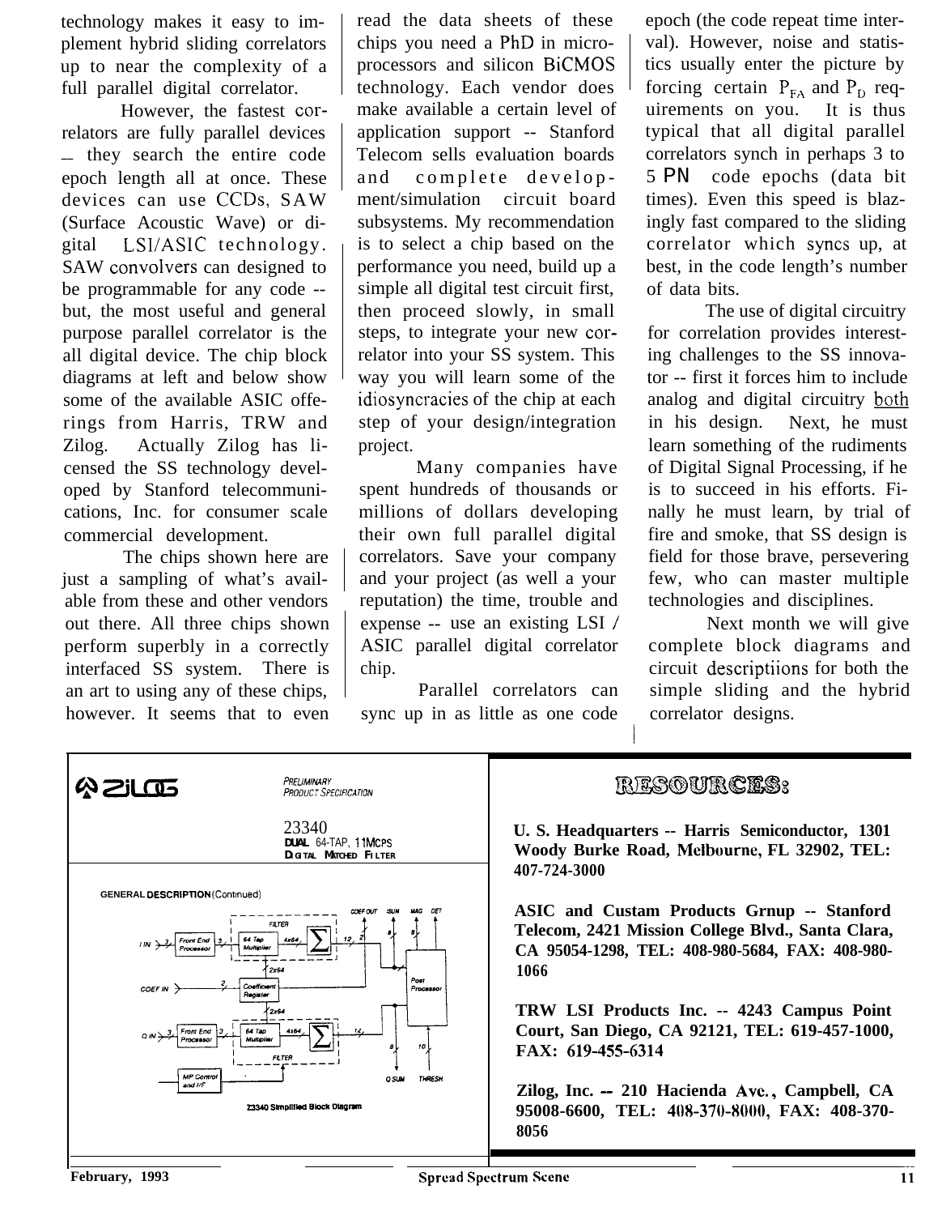technology makes it easy to implement hybrid sliding correlators up to near the complexity of a full parallel digital correlator.

However, the fastest correlators are fully parallel devices – they search the entire code epoch length all at once. These devices can use CCDs, SAW (Surface Acoustic Wave) or digital LSI/ASIC technology. SAW convolvers can designed to be programmable for any code -- but, the most useful and general purpose parallel correlator is the all digital device. The chip block diagrams at left and below show some of the available ASIC offerings from Harris, TRW and Zilog. Actually Zilog has licensed the SS technology developed by Stanford telecommunications, Inc. for consumer scale commercial development.

The chips shown here are just a sampling of what's available from these and other vendors out there. All three chips shown perform superbly in a correctly interfaced SS system. There is an art to using any of these chips, however. It seems that to even read the data sheets of these chips you need a PhD in microprocessors and silicon BiCMOS technology. Each vendor does make available a certain level of application support -- Stanford Telecom sells evaluation boards and complete development/simulation circuit board subsystems. My recommendation is to select a chip based on the performance you need, build up a simple all digital test circuit first, then proceed slowly, in small steps, to integrate your new correlator into your SS system. This way you will learn some of the idiosyncracies of the chip at each step of your design/integration project.

Many companies have spent hundreds of thousands or millions of dollars developing their own full parallel digital correlators. Save your company and your project (as well a your reputation) the time, trouble and expense -- use an existing LSI / ASIC parallel digital correlator chip.

Parallel correlators can sync up in as little as one code epoch (the code repeat time interval). However, noise and statistics usually enter the picture by forcing certain $P_{FA}$ and $P_D$ requirements on you. It is thus typical that all digital parallel correlators synch in perhaps 3 to 5 PN code epochs (data bit times). Even this speed is blazingly fast compared to the sliding correlator which syncs up, at best, in the code length's number of data bits.

The use of digital circuitry for correlation provides interesting challenges to the SS innovator -- first it forces him to include analog and digital circuitry both in his design. Next, he must learn something of the rudiments of Digital Signal Processing, if he is to succeed in his efforts. Finally he must learn, by trial of fire and smoke, that SS design is field for those brave, persevering few, who can master multiple technologies and disciplines.

Next month we will give complete block diagrams and circuit descriptiions for both the simple sliding and the hybrid correlator designs.

ZiLOG

*PRELIMINARY PRODUCT SPECIFICATION*

23340
**DUAL 64-TAP, 11MCPS DIGITAL MATCHED FILTER**

**GENERAL DESCRIPTION** (Continued)

Z3340 Simplified Block Diagram

## RESOURCES:

**U. S. Headquarters -- Harris Semiconductor, 1301 Woody Burke Road, Melbourne, FL 32902, TEL: 407-724-3000**

**ASIC and Custam Products Grnup -- Stanford Telecom, 2421 Mission College Blvd., Santa Clara, CA 95054-1298, TEL: 408-980-5684, FAX: 408-980-1066**

**TRW LSI Products Inc. -- 4243 Campus Point Court, San Diego, CA 92121, TEL: 619-457-1000, FAX: 619-455-6314**

**Zilog, Inc. -- 210 Hacienda Ave., Campbell, CA 95008-6600, TEL: 408-370-8000, FAX: 408-370-8056**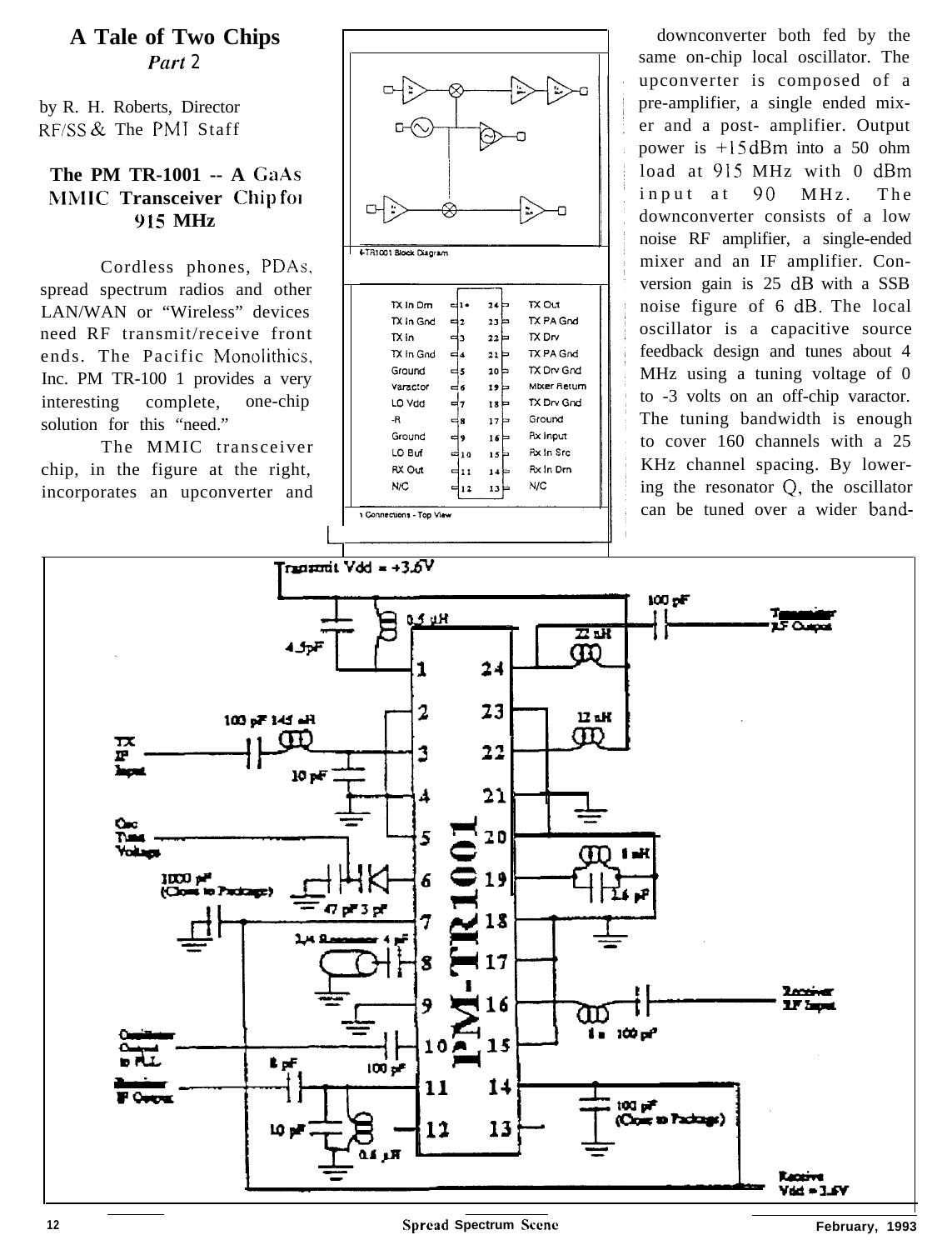# A Tale of Two Chips

*Part 2*

by R. H. Roberts, Director RF/SS & The PMI Staff

## The PM TR-1001 -- A GaAs MMIC Transceiver Chip for 915 MHz

Cordless phones, PDAs, spread spectrum radios and other LAN/WAN or "Wireless" devices need RF transmit/receive front ends. The Pacific Monolithics, Inc. PM TR-1001 provides a very interesting complete, one-chip solution for this "need."

The MMIC transceiver chip, in the figure at the right, incorporates an upconverter and downconverter both fed by the same on-chip local oscillator. The upconverter is composed of a pre-amplifier, a single ended mixer and a post- amplifier. Output power is +15dBm into a 50 ohm load at 915 MHz with 0 dBm input at 90 MHz. The downconverter consists of a low noise RF amplifier, a single-ended mixer and an IF amplifier. Conversion gain is 25 dB with a SSB noise figure of 6 dB. The local oscillator is a capacitive source feedback design and tunes about 4 MHz using a tuning voltage of 0 to -3 volts on an off-chip varactor. The tuning bandwidth is enough to cover 160 channels with a 25 KHz channel spacing. By lowering the resonator Q, the oscillator can be tuned over a wider band-

TR1001 Block Diagram

| Pin | Function | Pin | Function |
|---|---|---|---|
| 1 | TX In Drn | 24 | TX Out |
| 2 | TX In Gnd | 23 | TX PA Gnd |
| 3 | TX In | 22 | TX Drv |
| 4 | TX In Gnd | 21 | TX PA Gnd |
| 5 | Ground | 20 | TX Drv Gnd |
| 6 | Varactor | 19 | Mixer Return |
| 7 | LO Vdd | 18 | TX Drv Gnd |
| 8 | -R | 17 | Ground |
| 9 | Ground | 16 | Rx Input |
| 10 | LO Buf | 15 | Rx In Src |
| 11 | RX Out | 14 | Rx In Drn |
| 12 | N/C | 13 | N/C |

Connections - Top View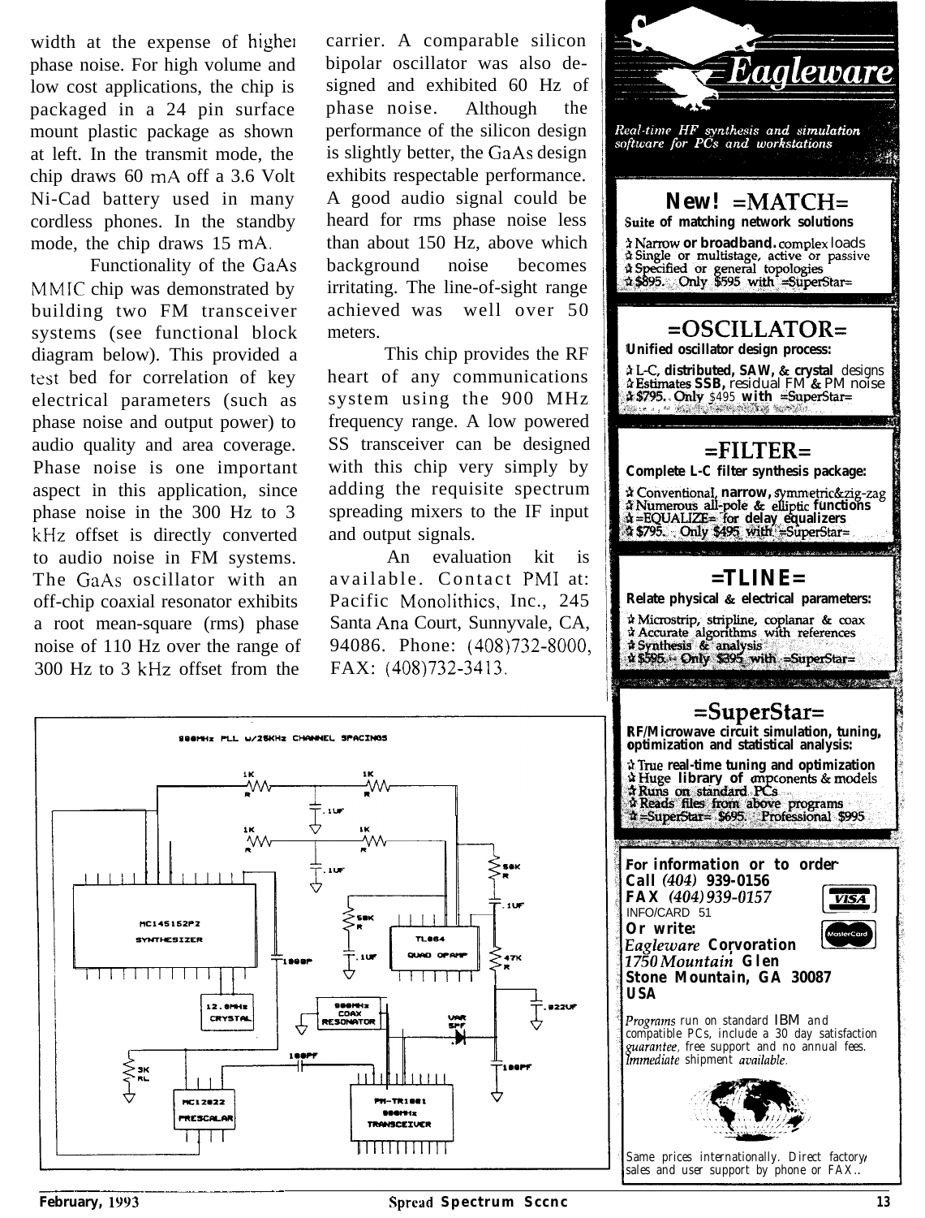width at the expense of higher phase noise. For high volume and low cost applications, the chip is packaged in a 24 pin surface mount plastic package as shown at left. In the transmit mode, the chip draws 60 mA off a 3.6 Volt Ni-Cad battery used in many cordless phones. In the standby mode, the chip draws 15 mA.

Functionality of the GaAs MMIC chip was demonstrated by building two FM transceiver systems (see functional block diagram below). This provided a test bed for correlation of key electrical parameters (such as phase noise and output power) to audio quality and area coverage. Phase noise is one important aspect in this application, since phase noise in the 300 Hz to 3 kHz offset is directly converted to audio noise in FM systems. The GaAs oscillator with an off-chip coaxial resonator exhibits a root mean-square (rms) phase noise of 110 Hz over the range of 300 Hz to 3 kHz offset from the carrier. A comparable silicon bipolar oscillator was also designed and exhibited 60 Hz of phase noise. Although the performance of the silicon design is slightly better, the GaAs design exhibits respectable performance. A good audio signal could be heard for rms phase noise less than about 150 Hz, above which background noise becomes irritating. The line-of-sight range achieved was well over 50 meters.

This chip provides the RF heart of any communications system using the 900 MHz frequency range. A low powered SS transceiver can be designed with this chip very simply by adding the requisite spectrum spreading mixers to the IF input and output signals.

An evaluation kit is available. Contact PMI at: Pacific Monolithics, Inc., 245 Santa Ana Court, Sunnyvale, CA, 94086. Phone: (408)732-8000, FAX: (408)732-3413.

900MHz PLL w/25KHz CHANNEL SPACINGS

## Eagleware

*Real-time HF synthesis and simulation software for PCs and workstations*

### New! =MATCH=

**Suite of matching network solutions**

- Narrow or broadband, complex loads
- Single or multistage, active or passive
- Specified or general topologies
- $895. Only $595 with =SuperStar=

### =OSCILLATOR=

**Unified oscillator design process:**

- L-C, distributed, SAW, & crystal designs
- Estimates SSB, residual FM & PM noise
- $795. Only $495 with =SuperStar=

### =FILTER=

**Complete L-C filter synthesis package:**

- Conventional, narrow, symmetric & zig-zag
- Numerous all-pole & elliptic functions
- =EQUALIZE= for delay equalizers
- $795. Only $495 with =SuperStar=

### =TLINE=

**Relate physical & electrical parameters:**

- Microstrip, stripline, coplanar & coax
- Accurate algorithms with references
- Synthesis & analysis
- $595. Only $395 with =SuperStar=

### =SuperStar=

**RF/Microwave circuit simulation, tuning, optimization and statistical analysis:**

- True real-time tuning and optimization
- Huge library of components & models
- Runs on standard PCs
- Reads files from above programs
- =SuperStar= $695. Professional $995

**For information or to order:**
**Call (404) 939-0156**
**FAX (404) 939-0157**
INFO/CARD 51
**Or write:**
**Eagleware Corporation**
**1750 Mountain Glen**
**Stone Mountain, GA 30087**
**USA**

*Programs* run on standard IBM and compatible PCs, include a 30 day satisfaction *guarantee*, free support and no annual fees. *Immediate* shipment *available.*

Same prices internationally. Direct factory sales and user support by phone or FAX.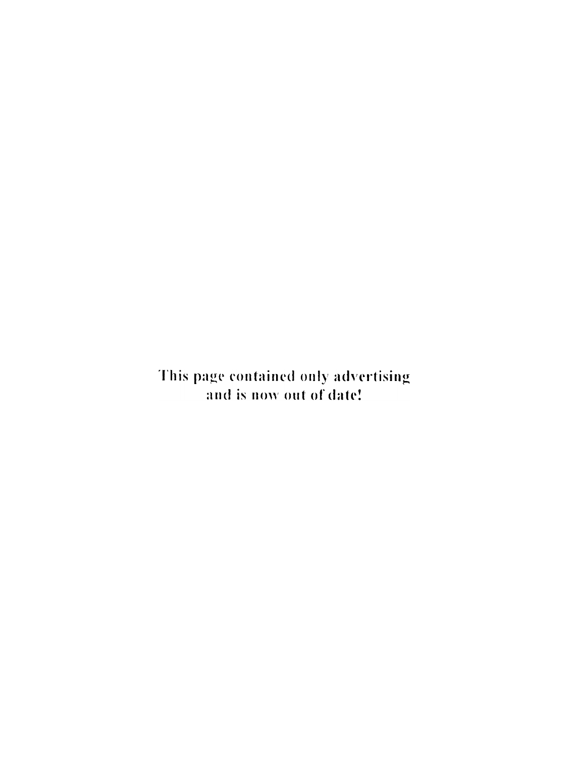This page contained only advertising
and is now out of date!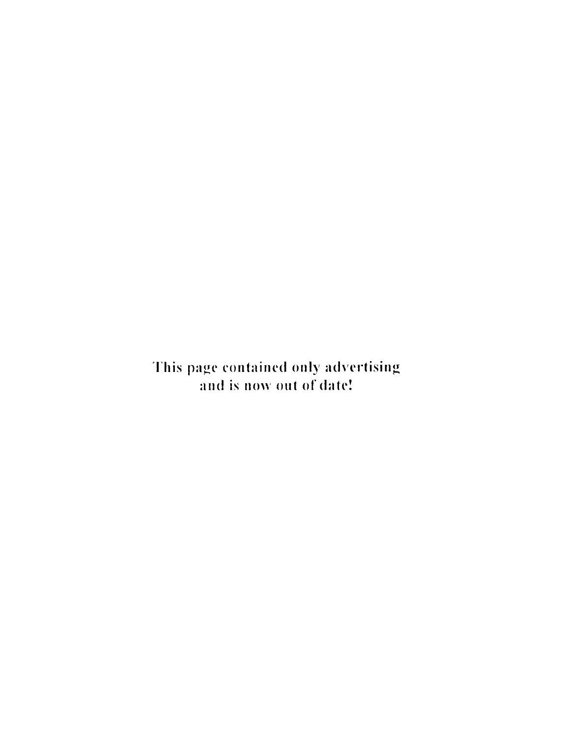This page contained only advertising
and is now out of date!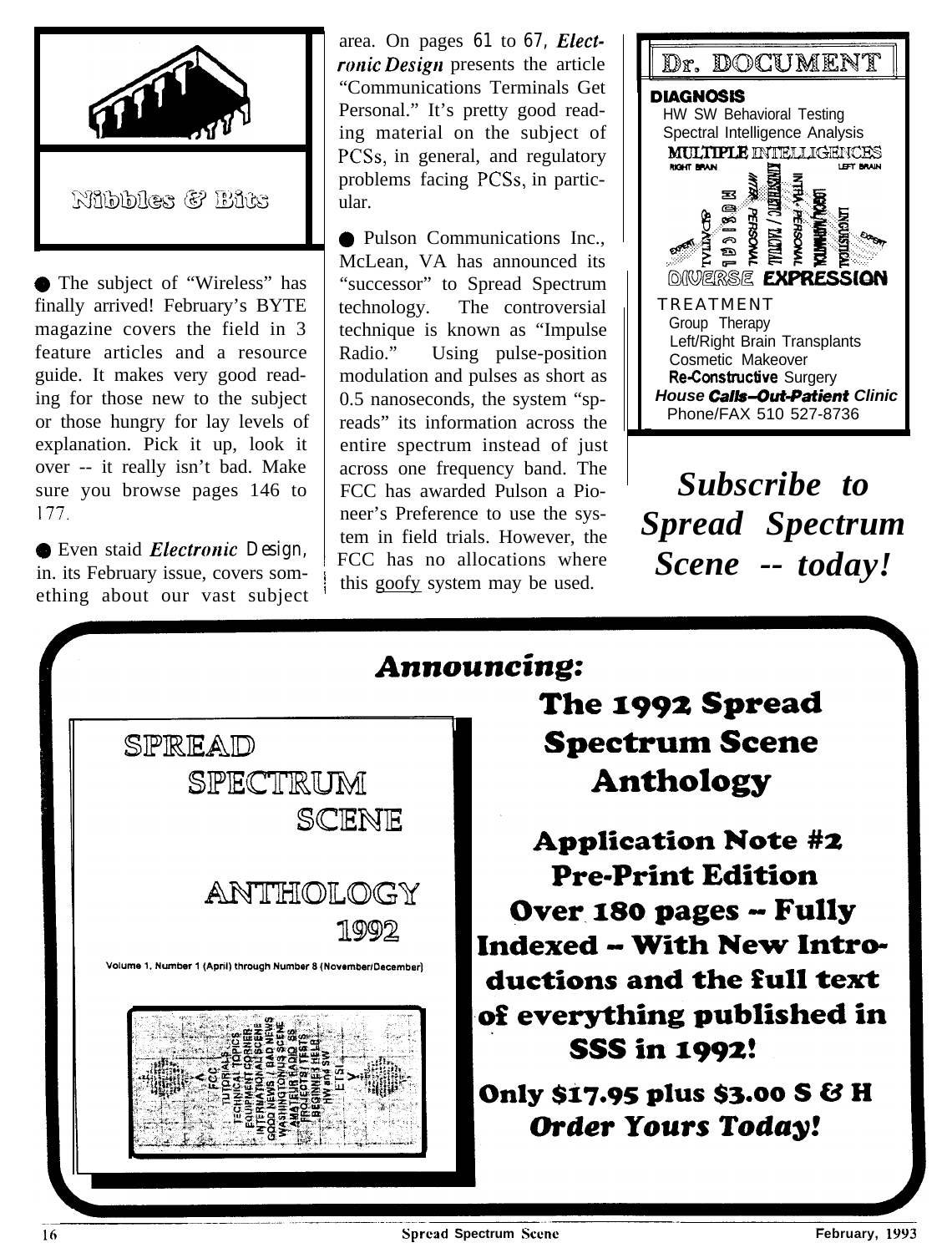## Nibbles & Bits

● The subject of "Wireless" has finally arrived! February's BYTE magazine covers the field in 3 feature articles and a resource guide. It makes very good reading for those new to the subject or those hungry for lay levels of explanation. Pick it up, look it over -- it really isn't bad. Make sure you browse pages 146 to 177.

● Even staid *Electronic Design*, in. its February issue, covers something about our vast subject area. On pages 61 to 67, *Electronic Design* presents the article "Communications Terminals Get Personal." It's pretty good reading material on the subject of PCSs, in general, and regulatory problems facing PCSs, in particular.

● Pulson Communications Inc., McLean, VA has announced its "successor" to Spread Spectrum technology. The controversial technique is known as "Impulse Radio." Using pulse-position modulation and pulses as short as 0.5 nanoseconds, the system "spreads" its information across the entire spectrum instead of just across one frequency band. The FCC has awarded Pulson a Pioneer's Preference to use the system in field trials. However, the FCC has no allocations where this goofy system may be used.

---

**Dr. DOCUMENT**

**DIAGNOSIS**
HW SW Behavioral Testing
Spectral Intelligence Analysis

**MULTIPLE INTELLIGENCES**
RIGHT BRAIN — LEFT BRAIN
EXPERT — SPATIAL — MUSICAL — INTER-PERSONAL — KINESTHETIC / TACTUAL — INTRA-PERSONAL — LOGICAL/MATHEMATICAL — LINGUISTICAL — EXPERT

DIVERSE **EXPRESSION**

TREATMENT
Group Therapy
Left/Right Brain Transplants
Cosmetic Makeover
**Re-Constructive** Surgery
*House* ***Calls–Out-Patient*** *Clinic*
Phone/FAX 510 527-8736

---

***Subscribe to Spread Spectrum Scene -- today!***

---

***Announcing:***

**The 1992 Spread Spectrum Scene Anthology**

SPREAD SPECTRUM SCENE ANTHOLOGY 1992

Volume 1, Number 1 (April) through Number 8 (November/December)

**Application Note #2**
**Pre-Print Edition**
**Over 180 pages -- Fully Indexed -- With New Introductions and the full text of everything published in SSS in 1992!**

**Only $17.95 plus $3.00 S & H**
***Order Yours Today!***